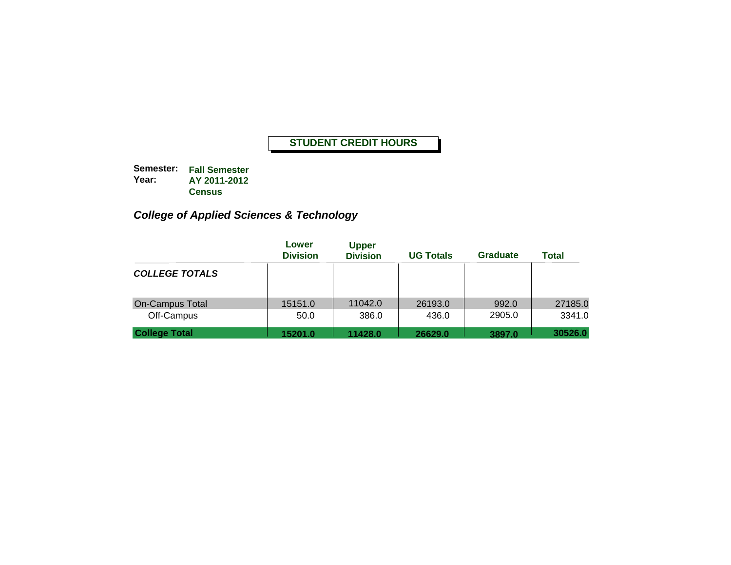# STUDENT CREDIT HOURS

**Semester:** **Fall Semester**
**Year:** **AY 2011-2012**
**Census**

## *College of Applied Sciences & Technology*

| | Lower Division | Upper Division | UG Totals | Graduate | Total |
|---|---|---|---|---|---|
| ***COLLEGE TOTALS*** | | | | | |
| On-Campus Total | 15151.0 | 11042.0 | 26193.0 | 992.0 | 27185.0 |
| Off-Campus | 50.0 | 386.0 | 436.0 | 2905.0 | 3341.0 |
| **College Total** | **15201.0** | **11428.0** | **26629.0** | **3897.0** | **30526.0** |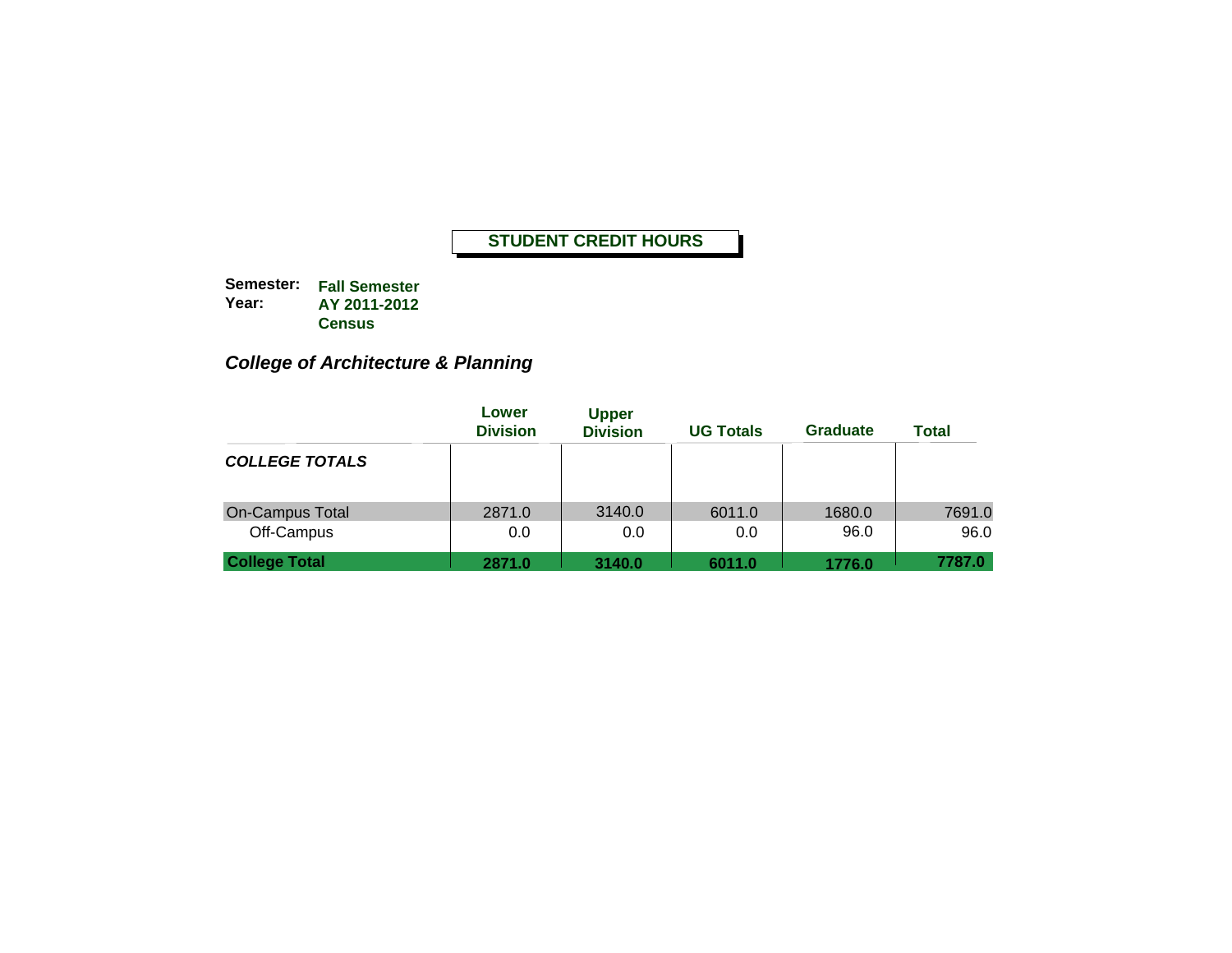# STUDENT CREDIT HOURS

**Semester:** Fall Semester
**Year:** AY 2011-2012
Census

## *College of Architecture & Planning*

| | Lower Division | Upper Division | UG Totals | Graduate | Total |
|---|---|---|---|---|---|
| ***COLLEGE TOTALS*** | | | | | |
| On-Campus Total | 2871.0 | 3140.0 | 6011.0 | 1680.0 | 7691.0 |
| Off-Campus | 0.0 | 0.0 | 0.0 | 96.0 | 96.0 |
| **College Total** | **2871.0** | **3140.0** | **6011.0** | **1776.0** | **7787.0** |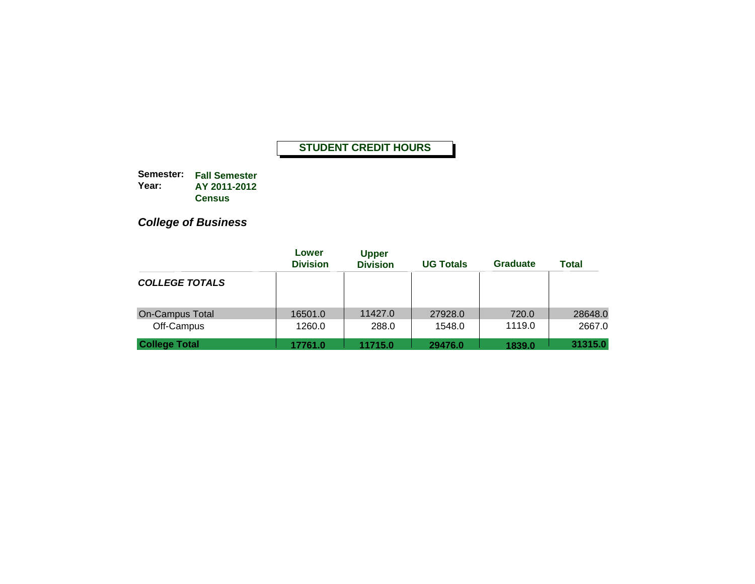## STUDENT CREDIT HOURS

**Semester:** **Fall Semester**
**Year:** **AY 2011-2012**
**Census**

### *College of Business*

| | Lower Division | Upper Division | UG Totals | Graduate | Total |
|---|---|---|---|---|---|
| ***COLLEGE TOTALS*** | | | | | |
| On-Campus Total | 16501.0 | 11427.0 | 27928.0 | 720.0 | 28648.0 |
| Off-Campus | 1260.0 | 288.0 | 1548.0 | 1119.0 | 2667.0 |
| **College Total** | **17761.0** | **11715.0** | **29476.0** | **1839.0** | **31315.0** |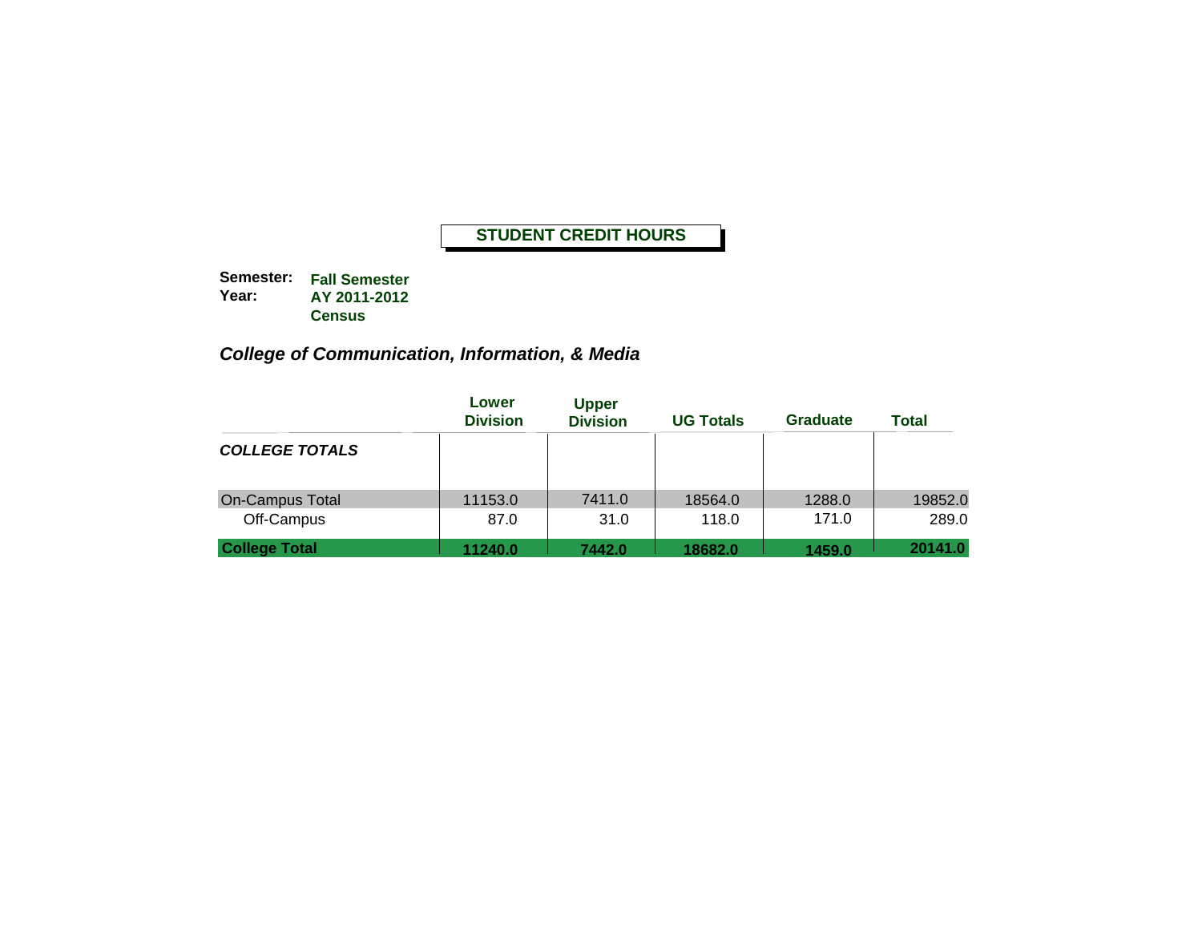# STUDENT CREDIT HOURS

**Semester:** **Fall Semester**
**Year:** **AY 2011-2012**
**Census**

## *College of Communication, Information, & Media*

| | Lower Division | Upper Division | UG Totals | Graduate | Total |
|---|---|---|---|---|---|
| ***COLLEGE TOTALS*** | | | | | |
| On-Campus Total | 11153.0 | 7411.0 | 18564.0 | 1288.0 | 19852.0 |
| Off-Campus | 87.0 | 31.0 | 118.0 | 171.0 | 289.0 |
| **College Total** | **11240.0** | **7442.0** | **18682.0** | **1459.0** | **20141.0** |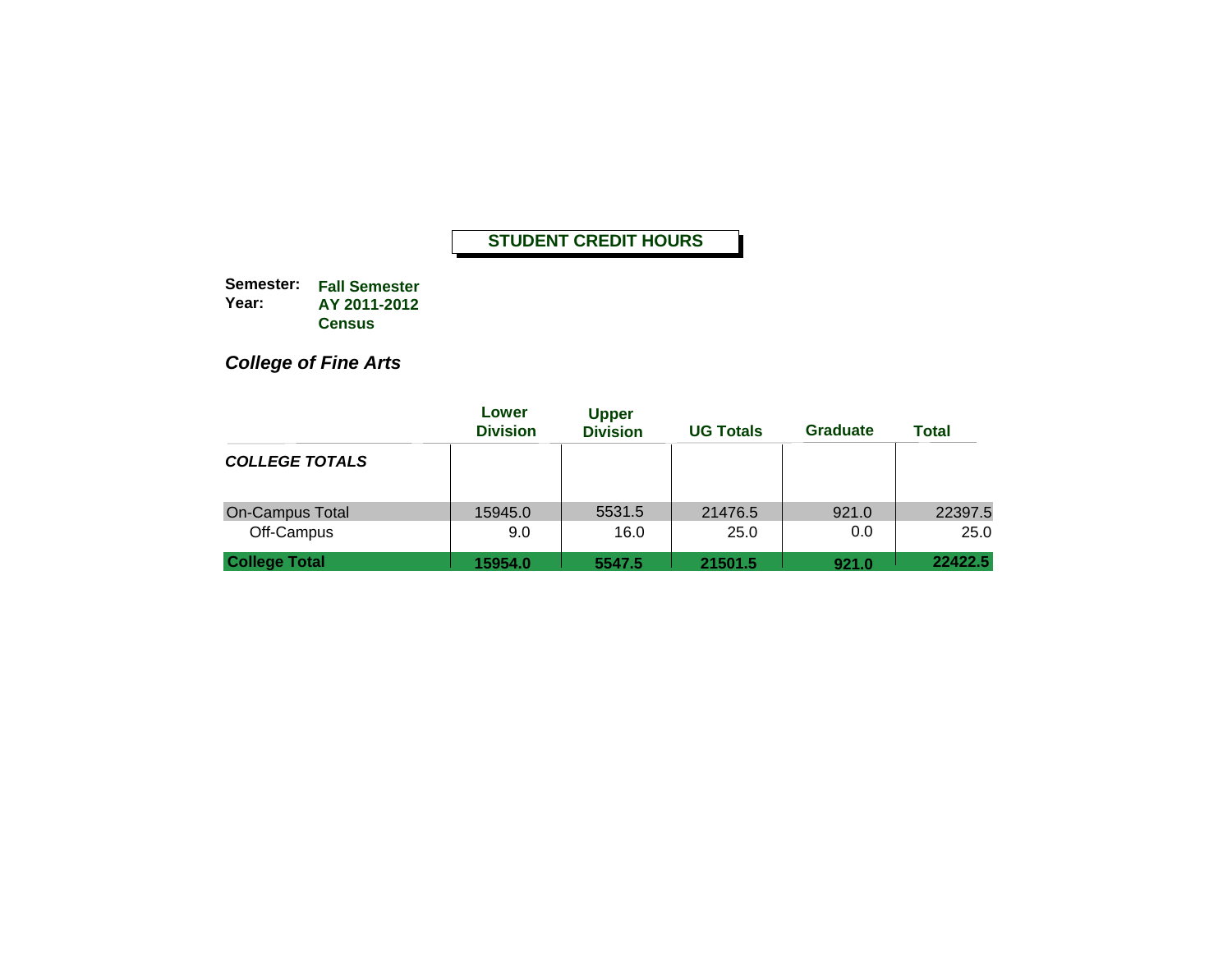# STUDENT CREDIT HOURS

**Semester:** **Fall Semester**
**Year:** **AY 2011-2012**
**Census**

## *College of Fine Arts*

| | Lower Division | Upper Division | UG Totals | Graduate | Total |
|---|---|---|---|---|---|
| ***COLLEGE TOTALS*** | | | | | |
| On-Campus Total | 15945.0 | 5531.5 | 21476.5 | 921.0 | 22397.5 |
| Off-Campus | 9.0 | 16.0 | 25.0 | 0.0 | 25.0 |
| **College Total** | **15954.0** | **5547.5** | **21501.5** | **921.0** | **22422.5** |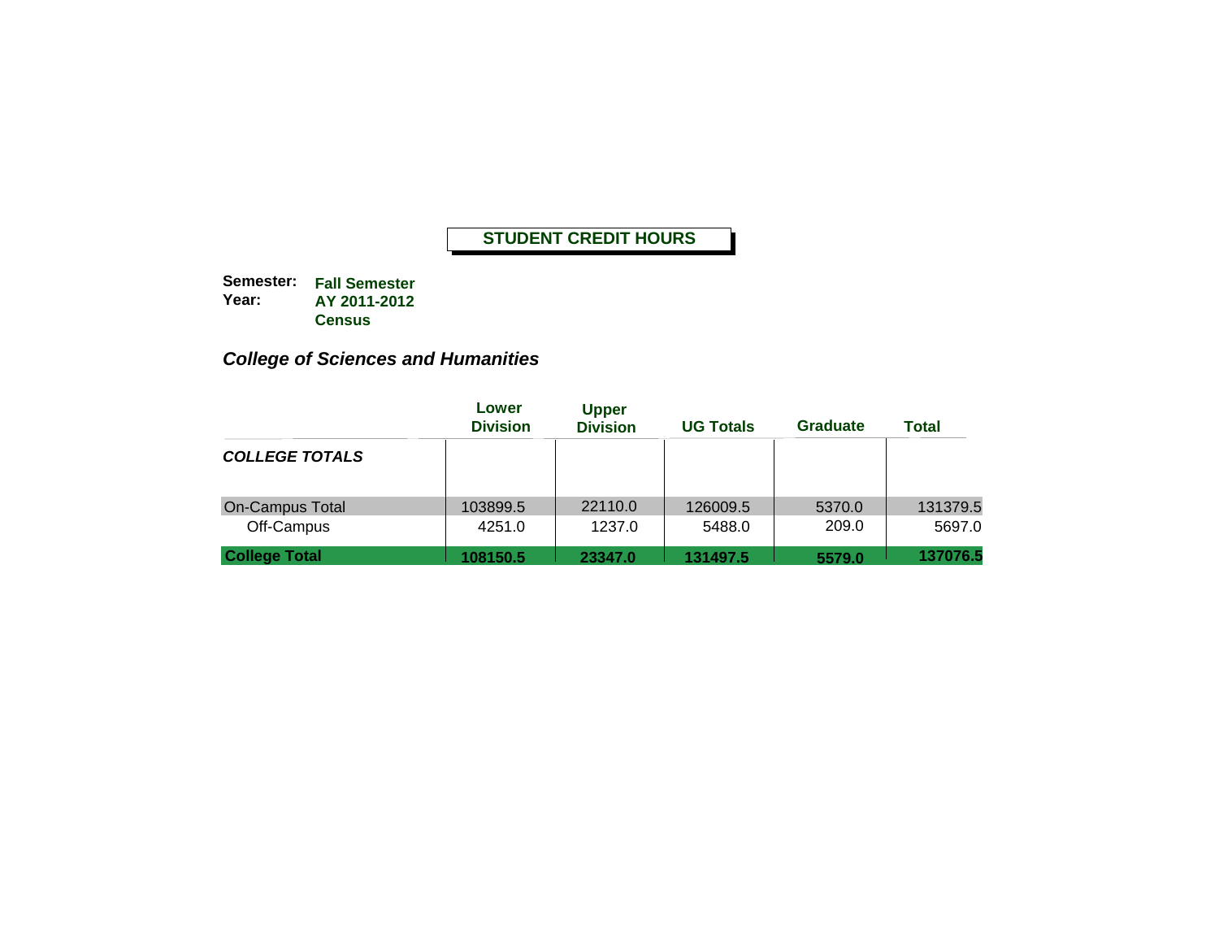**STUDENT CREDIT HOURS**

**Semester:** **Fall Semester**
**Year:** **AY 2011-2012**
**Census**

***College of Sciences and Humanities***

| | Lower Division | Upper Division | UG Totals | Graduate | Total |
|---|---|---|---|---|---|
| ***COLLEGE TOTALS*** | | | | | |
| On-Campus Total | 103899.5 | 22110.0 | 126009.5 | 5370.0 | 131379.5 |
| Off-Campus | 4251.0 | 1237.0 | 5488.0 | 209.0 | 5697.0 |
| **College Total** | **108150.5** | **23347.0** | **131497.5** | **5579.0** | **137076.5** |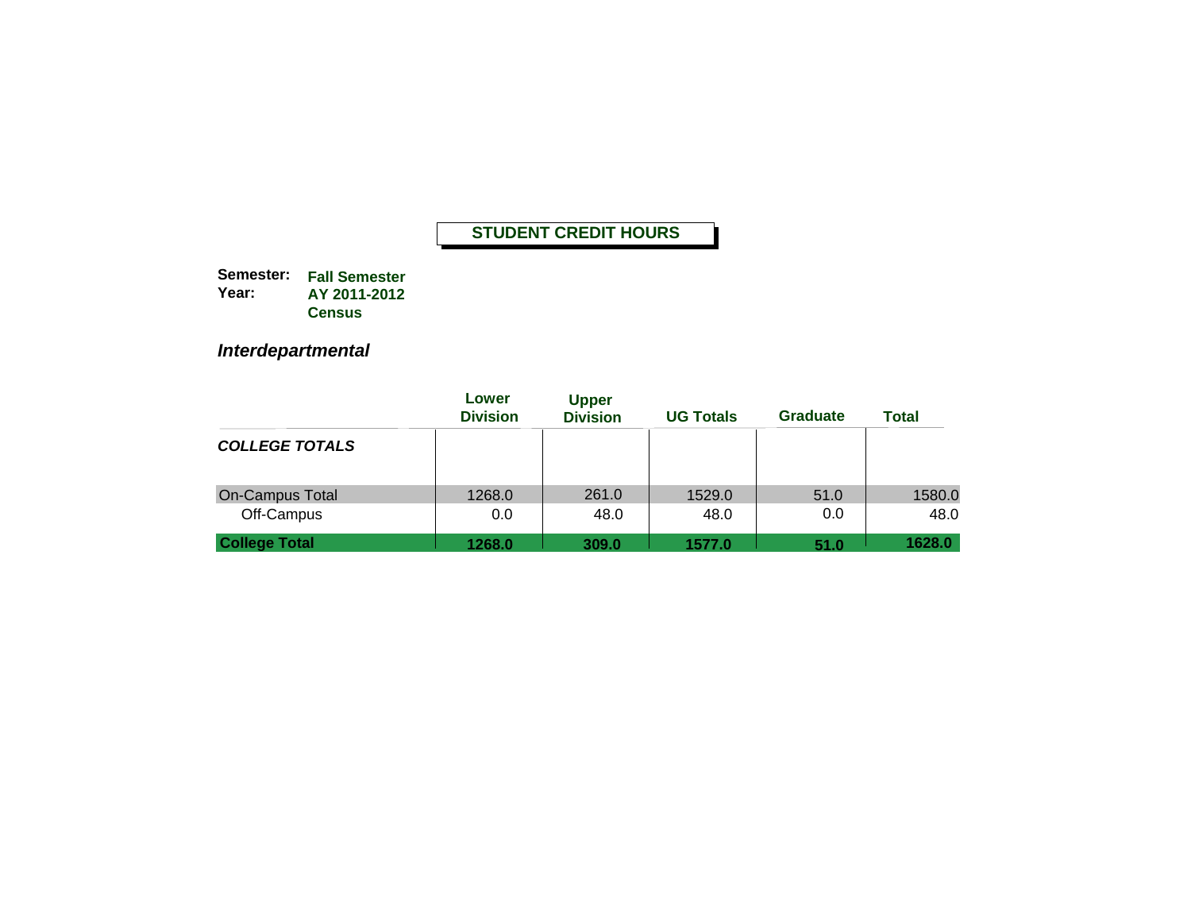**STUDENT CREDIT HOURS**

**Semester:** Fall Semester
**Year:** AY 2011-2012
Census

## *Interdepartmental*

| | Lower Division | Upper Division | UG Totals | Graduate | Total |
|---|---|---|---|---|---|
| ***COLLEGE TOTALS*** | | | | | |
| On-Campus Total | 1268.0 | 261.0 | 1529.0 | 51.0 | 1580.0 |
| Off-Campus | 0.0 | 48.0 | 48.0 | 0.0 | 48.0 |
| **College Total** | **1268.0** | **309.0** | **1577.0** | **51.0** | **1628.0** |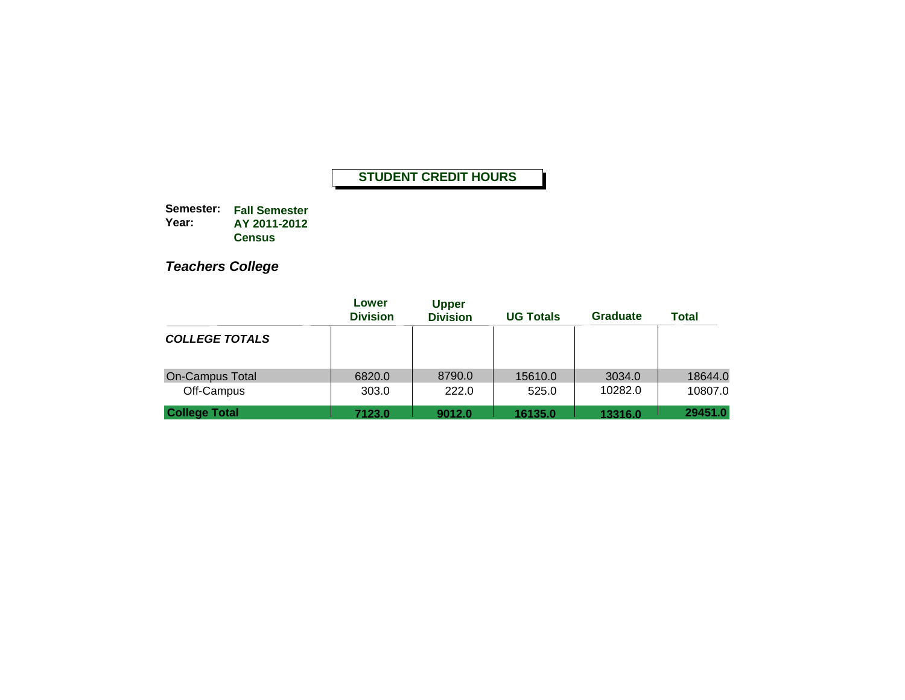## STUDENT CREDIT HOURS

**Semester:** **Fall Semester**
**Year:** **AY 2011-2012**
**Census**

### *Teachers College*

| | Lower Division | Upper Division | UG Totals | Graduate | Total |
|---|---|---|---|---|---|
| ***COLLEGE TOTALS*** | | | | | |
| On-Campus Total | 6820.0 | 8790.0 | 15610.0 | 3034.0 | 18644.0 |
| Off-Campus | 303.0 | 222.0 | 525.0 | 10282.0 | 10807.0 |
| **College Total** | **7123.0** | **9012.0** | **16135.0** | **13316.0** | **29451.0** |